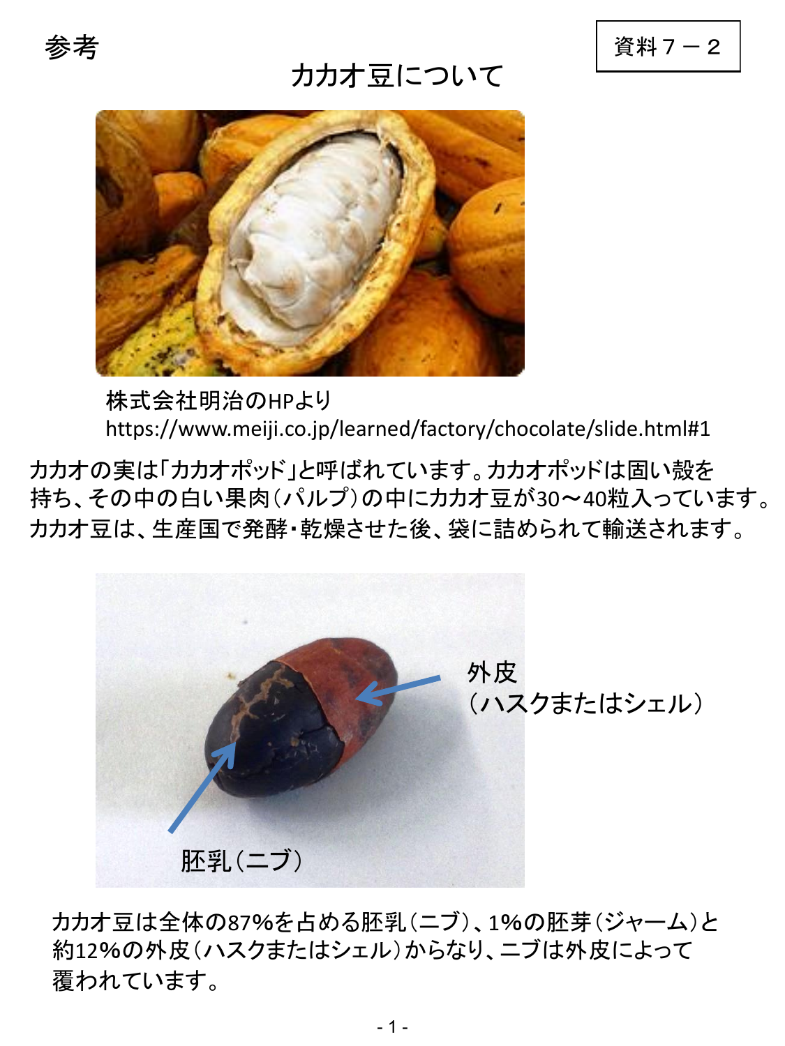参考

資料７－２

# カカオ豆について

株式会社明治のHPより
https://www.meiji.co.jp/learned/factory/chocolate/slide.html#1

カカオの実は「カカオポッド」と呼ばれています。カカオポッドは固い殻を持ち、その中の白い果肉（パルプ）の中にカカオ豆が30～40粒入っています。カカオ豆は、生産国で発酵・乾燥させた後、袋に詰められて輸送されます。

外皮
（ハスクまたはシェル）

胚乳（ニブ）

カカオ豆は全体の87%を占める胚乳（ニブ）、1%の胚芽（ジャーム）と約12%の外皮（ハスクまたはシェル）からなり、ニブは外皮によって覆われています。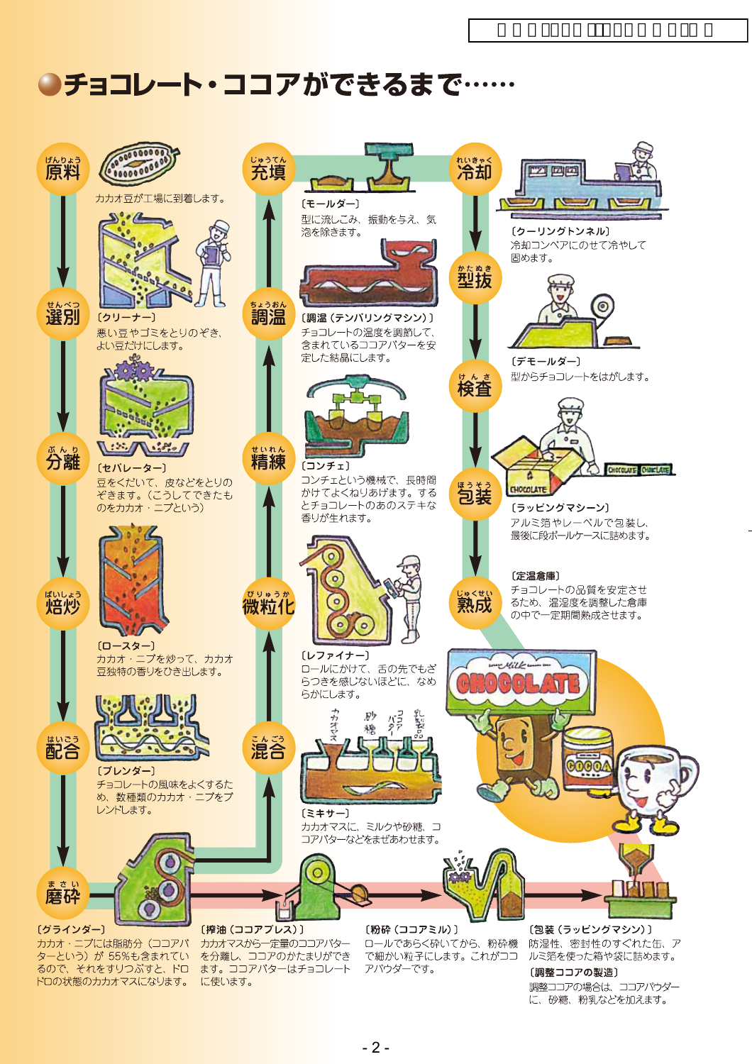# チョコレート・ココアができるまで……

## 原料（げんりょう）

カカオ豆が工場に到着します。

## 選別（せんべつ）

〔クリーナー〕
悪い豆やゴミをとりのぞき、よい豆だけにします。

## 分離（ぶんり）

〔セパレーター〕
豆をくだいて、皮などをとりのぞきます。（こうしてできたものをカカオ・ニブという）

## 焙炒（ばいしょう）

〔ロースター〕
カカオ・ニブを炒って、カカオ豆独特の香りをひき出します。

## 配合（はいごう）

〔ブレンダー〕
チョコレートの風味をよくするため、数種類のカカオ・ニブをブレンドします。

## 磨砕（まさい）

〔グラインダー〕
カカオ・ニブには脂肪分（ココアバターという）が55%も含まれているので、それをすりつぶすと、ドロドロの状態のカカオマスになります。

## 混合（こんごう）

〔ミキサー〕
カカオマスに、ミルクや砂糖、ココアバターなどをまぜあわせます。

カカオマス　砂糖　ココアバター　乳製品

## 微粒化（びりゅうか）

〔レファイナー〕
ロールにかけて、舌の先でもざらつきを感じないほどに、なめらかにします。

## 精練（せいれん）

〔コンチェ〕
コンチェという機械で、長時間かけてよくねりあげます。するとチョコレートのあのステキな香りが生れます。

## 調温（ちょうおん）

〔調温（テンパリングマシン）〕
チョコレートの温度を調節して、含まれているココアバターを安定した結晶にします。

## 充填（じゅうてん）

〔モールダー〕
型に流しこみ、振動を与え、気泡を除きます。

## 冷却（れいきゃく）

〔クーリングトンネル〕
冷却コンベアにのせて冷やして固めます。

## 型抜（かたぬき）

〔デモールダー〕
型からチョコレートをはがします。

## 検査（けんさ）

## 包装（ほうそう）

〔ラッピングマシーン〕
アルミ箔やレーベルで包装し、最後に段ボールケースに詰めます。

## 熟成（じゅくせい）

〔定温倉庫〕
チョコレートの品質を安定させるため、温湿度を調整した倉庫の中で一定期間熟成させます。

---

〔搾油（ココアプレス）〕
カカオマスから一定量のココアバターを分離し、ココアのかたまりができます。ココアバターはチョコレートに使います。

〔粉砕（ココアミル）〕
ロールであらく砕いてから、粉砕機で細かい粒子にします。これがココアパウダーです。

〔包装（ラッピングマシン）〕
防湿性、密封性のすぐれた缶、アルミ箔を使った箱や袋に詰めます。

〔調整ココアの製造〕
調整ココアの場合は、ココアパウダーに、砂糖、粉乳などを加えます。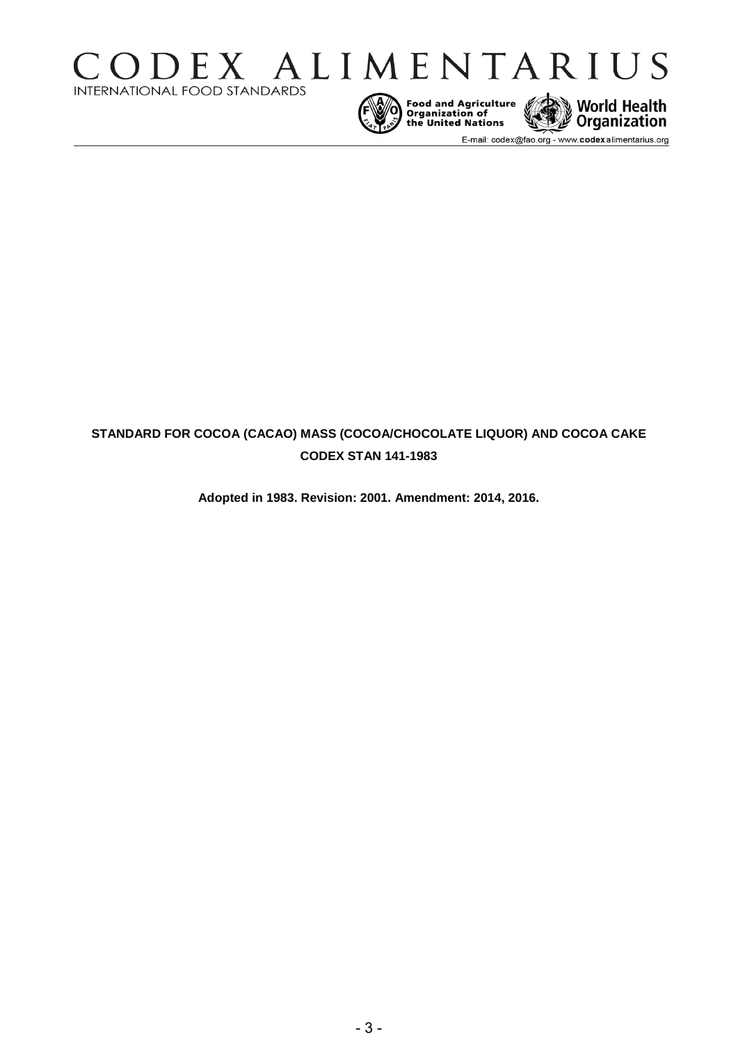# CODEX ALIMENTARIUS

INTERNATIONAL FOOD STANDARDS

Food and Agriculture Organization of the United Nations

World Health Organization

E-mail: codex@fao.org - www.codexalimentarius.org

**STANDARD FOR COCOA (CACAO) MASS (COCOA/CHOCOLATE LIQUOR) AND COCOA CAKE**

**CODEX STAN 141-1983**

**Adopted in 1983. Revision: 2001. Amendment: 2014, 2016.**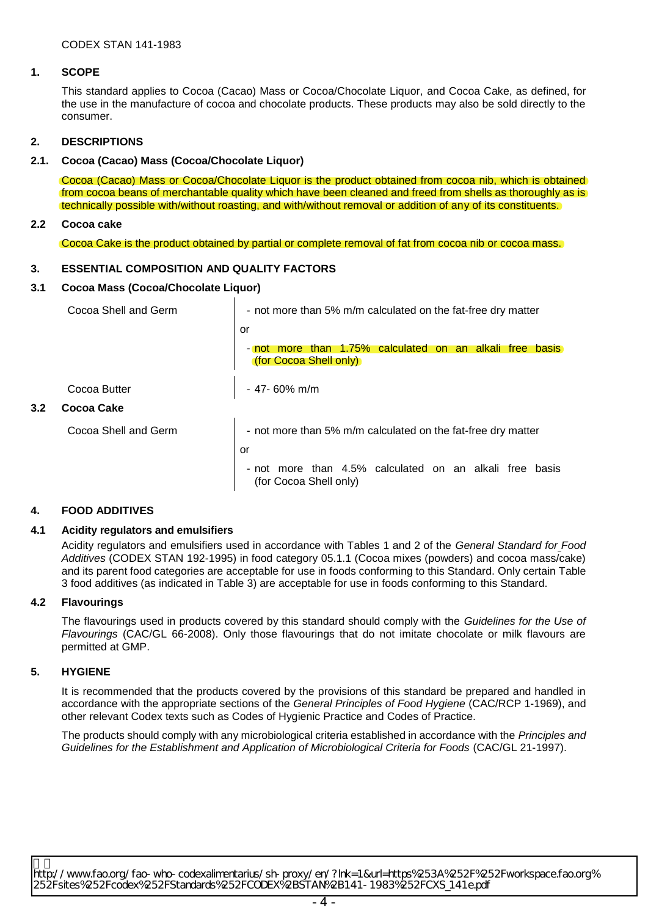CODEX STAN 141-1983

## 1. SCOPE

This standard applies to Cocoa (Cacao) Mass or Cocoa/Chocolate Liquor, and Cocoa Cake, as defined, for the use in the manufacture of cocoa and chocolate products. These products may also be sold directly to the consumer.

## 2. DESCRIPTIONS

### 2.1. Cocoa (Cacao) Mass (Cocoa/Chocolate Liquor)

Cocoa (Cacao) Mass or Cocoa/Chocolate Liquor is the product obtained from cocoa nib, which is obtained from cocoa beans of merchantable quality which have been cleaned and freed from shells as thoroughly as is technically possible with/without roasting, and with/without removal or addition of any of its constituents.

### 2.2 Cocoa cake

Cocoa Cake is the product obtained by partial or complete removal of fat from cocoa nib or cocoa mass.

## 3. ESSENTIAL COMPOSITION AND QUALITY FACTORS

### 3.1 Cocoa Mass (Cocoa/Chocolate Liquor)

| | |
|---|---|
| Cocoa Shell and Germ | - not more than 5% m/m calculated on the fat-free dry matter<br>or<br>- not more than 1.75% calculated on an alkali free basis (for Cocoa Shell only) |
| Cocoa Butter | - 47- 60% m/m |

### 3.2 Cocoa Cake

| | |
|---|---|
| Cocoa Shell and Germ | - not more than 5% m/m calculated on the fat-free dry matter<br>or<br>- not more than 4.5% calculated on an alkali free basis (for Cocoa Shell only) |

## 4. FOOD ADDITIVES

### 4.1 Acidity regulators and emulsifiers

Acidity regulators and emulsifiers used in accordance with Tables 1 and 2 of the *General Standard for Food Additives* (CODEX STAN 192-1995) in food category 05.1.1 (Cocoa mixes (powders) and cocoa mass/cake) and its parent food categories are acceptable for use in foods conforming to this Standard. Only certain Table 3 food additives (as indicated in Table 3) are acceptable for use in foods conforming to this Standard.

### 4.2 Flavourings

The flavourings used in products covered by this standard should comply with the *Guidelines for the Use of Flavourings* (CAC/GL 66-2008). Only those flavourings that do not imitate chocolate or milk flavours are permitted at GMP.

## 5. HYGIENE

It is recommended that the products covered by the provisions of this standard be prepared and handled in accordance with the appropriate sections of the *General Principles of Food Hygiene* (CAC/RCP 1-1969), and other relevant Codex texts such as Codes of Hygienic Practice and Codes of Practice.

The products should comply with any microbiological criteria established in accordance with the *Principles and Guidelines for the Establishment and Application of Microbiological Criteria for Foods* (CAC/GL 21-1997).

http://www.fao.org/fao-who-codexalimentarius/sh-proxy/en/?lnk=1&url=https%253A%252F%252Fworkspace.fao.org%252Fsites%252Fcodex%252FStandards%252FCODEX%2BSTAN%2B141-1983%252FCXS_141e.pdf